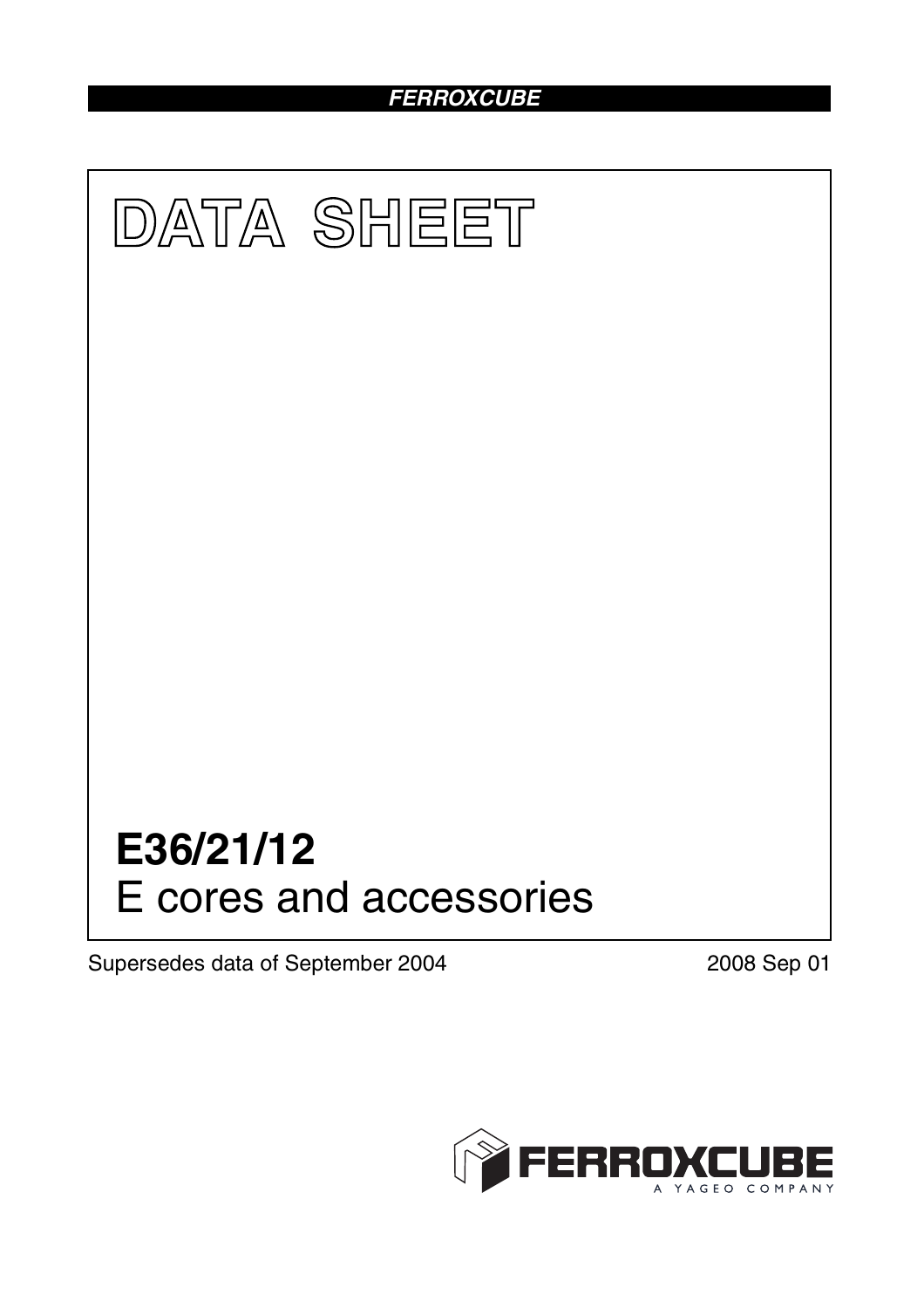**FERROXCUBE**

# DATA SHEET

# E36/21/12

## E cores and accessories

Supersedes data of September 2004

2008 Sep 01

FERROXCUBE
A YAGEO COMPANY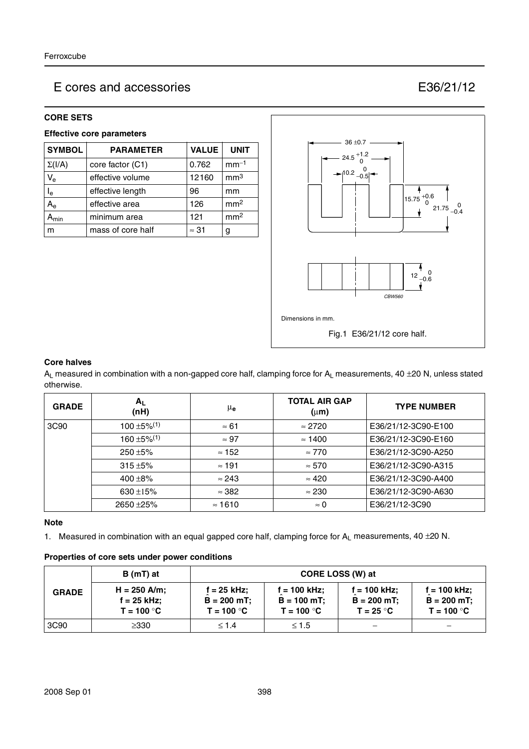# E cores and accessories — E36/21/12

## CORE SETS

### Effective core parameters

| SYMBOL | PARAMETER | VALUE | UNIT |
|---|---|---|---|
| $\Sigma(I/A)$ | core factor (C1) | 0.762 | $mm^{-1}$ |
| $V_e$ | effective volume | 12160 | $mm^3$ |
| $I_e$ | effective length | 96 | mm |
| $A_e$ | effective area | 126 | $mm^2$ |
| $A_{min}$ | minimum area | 121 | $mm^2$ |
| m | mass of core half | ≈ 31 | g |

Dimensions in mm.

Fig.1 E36/21/12 core half.

### Core halves

$A_L$ measured in combination with a non-gapped core half, clamping force for $A_L$ measurements, 40 ±20 N, unless stated otherwise.

| GRADE | $A_L$ (nH) | $\mu_e$ | TOTAL AIR GAP (μm) | TYPE NUMBER |
|---|---|---|---|---|
| 3C90 | 100 ±5%(1) | ≈ 61 | ≈ 2720 | E36/21/12-3C90-E100 |
| | 160 ±5%(1) | ≈ 97 | ≈ 1400 | E36/21/12-3C90-E160 |
| | 250 ±5% | ≈ 152 | ≈ 770 | E36/21/12-3C90-A250 |
| | 315 ±5% | ≈ 191 | ≈ 570 | E36/21/12-3C90-A315 |
| | 400 ±8% | ≈ 243 | ≈ 420 | E36/21/12-3C90-A400 |
| | 630 ±15% | ≈ 382 | ≈ 230 | E36/21/12-3C90-A630 |
| | 2650 ±25% | ≈ 1610 | ≈ 0 | E36/21/12-3C90 |

#### Note

1. Measured in combination with an equal gapped core half, clamping force for $A_L$ measurements, 40 ±20 N.

### Properties of core sets under power conditions

| GRADE | B (mT) at | CORE LOSS (W) at | | | |
|---|---|---|---|---|---|
| | H = 250 A/m; f = 25 kHz; T = 100 °C | f = 25 kHz; $\hat{B}$ = 200 mT; T = 100 °C | f = 100 kHz; $\hat{B}$ = 100 mT; T = 100 °C | f = 100 kHz; $\hat{B}$ = 200 mT; T = 25 °C | f = 100 kHz; $\hat{B}$ = 200 mT; T = 100 °C |
| 3C90 | ≥330 | ≤ 1.4 | ≤ 1.5 | − | − |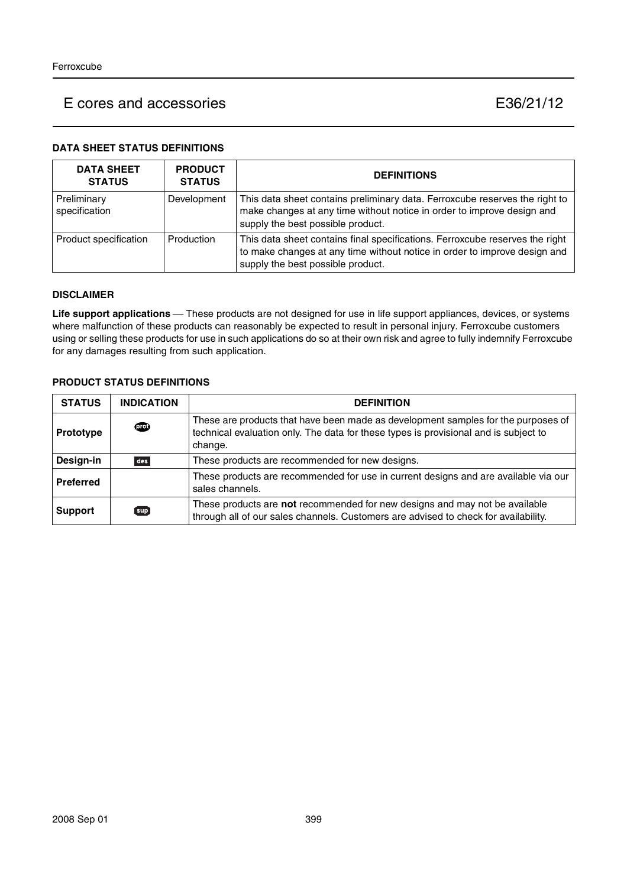## DATA SHEET STATUS DEFINITIONS

| DATA SHEET STATUS | PRODUCT STATUS | DEFINITIONS |
| --- | --- | --- |
| Preliminary specification | Development | This data sheet contains preliminary data. Ferroxcube reserves the right to make changes at any time without notice in order to improve design and supply the best possible product. |
| Product specification | Production | This data sheet contains final specifications. Ferroxcube reserves the right to make changes at any time without notice in order to improve design and supply the best possible product. |

## DISCLAIMER

**Life support applications** — These products are not designed for use in life support appliances, devices, or systems where malfunction of these products can reasonably be expected to result in personal injury. Ferroxcube customers using or selling these products for use in such applications do so at their own risk and agree to fully indemnify Ferroxcube for any damages resulting from such application.

## PRODUCT STATUS DEFINITIONS

| STATUS | INDICATION | DEFINITION |
| --- | --- | --- |
| **Prototype** | prot | These are products that have been made as development samples for the purposes of technical evaluation only. The data for these types is provisional and is subject to change. |
| **Design-in** | des | These products are recommended for new designs. |
| **Preferred** | | These products are recommended for use in current designs and are available via our sales channels. |
| **Support** | sup | These products are **not** recommended for new designs and may not be available through all of our sales channels. Customers are advised to check for availability. |